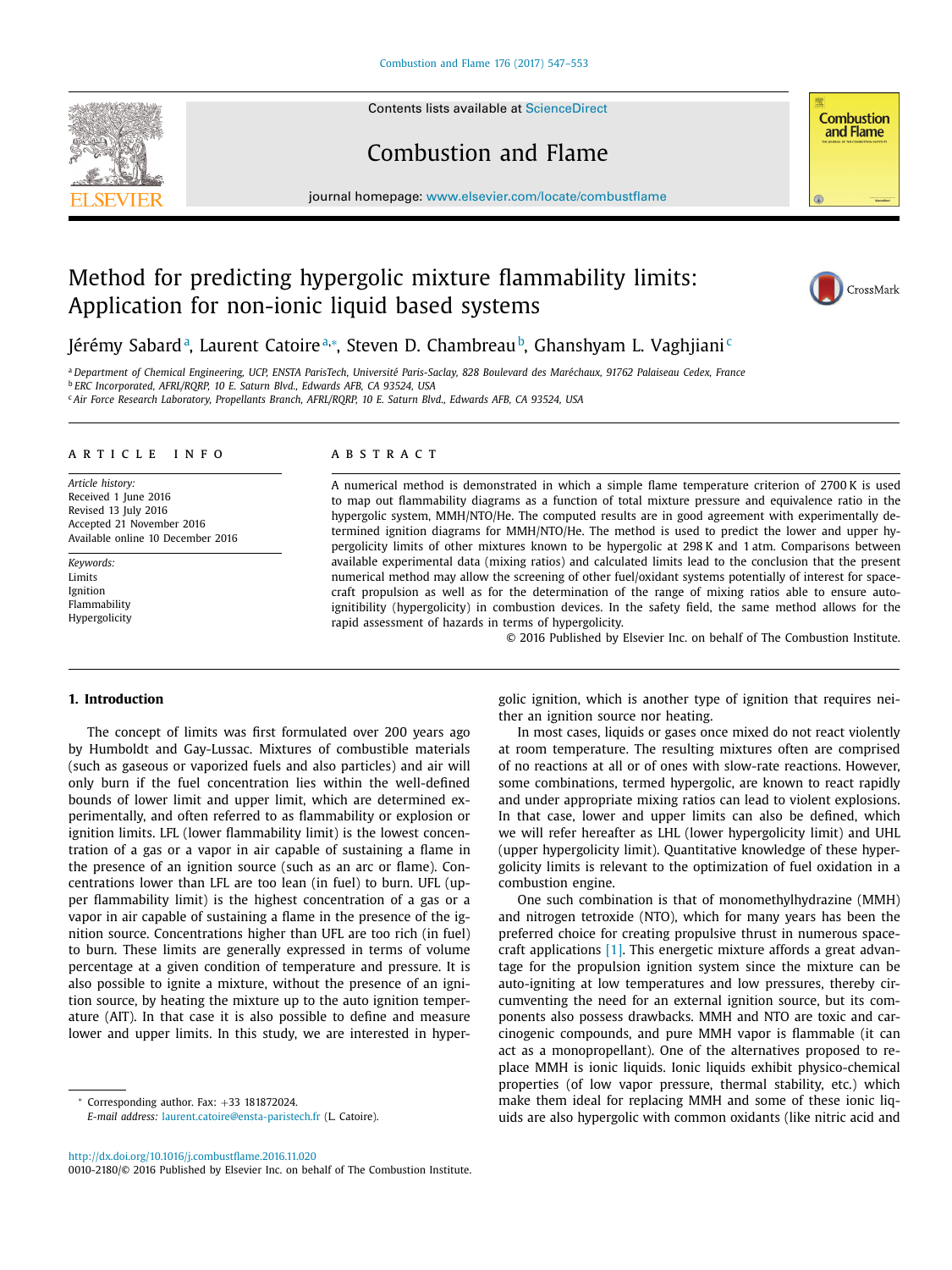# Method for predicting hypergolic mixture flammability limits: Application for non-ionic liquid based systems

Jérémy Sabard[a], Laurent Catoire[a,*], Steven D. Chambreau[b], Ghanshyam L. Vaghjiani[c]

[a] Department of Chemical Engineering, UCP, ENSTA ParisTech, Université Paris-Saclay, 828 Boulevard des Maréchaux, 91762 Palaiseau Cedex, France
[b] ERC Incorporated, AFRL/RQRP, 10 E. Saturn Blvd., Edwards AFB, CA 93524, USA
[c] Air Force Research Laboratory, Propellants Branch, AFRL/RQRP, 10 E. Saturn Blvd., Edwards AFB, CA 93524, USA

## ARTICLE INFO

*Article history:*
Received 1 June 2016
Revised 13 July 2016
Accepted 21 November 2016
Available online 10 December 2016

*Keywords:*
Limits
Ignition
Flammability
Hypergolicity

## ABSTRACT

A numerical method is demonstrated in which a simple flame temperature criterion of 2700 K is used to map out flammability diagrams as a function of total mixture pressure and equivalence ratio in the hypergolic system, MMH/NTO/He. The computed results are in good agreement with experimentally determined ignition diagrams for MMH/NTO/He. The method is used to predict the lower and upper hypergolicity limits of other mixtures known to be hypergolic at 298 K and 1 atm. Comparisons between available experimental data (mixing ratios) and calculated limits lead to the conclusion that the present numerical method may allow the screening of other fuel/oxidant systems potentially of interest for spacecraft propulsion as well as for the determination of the range of mixing ratios able to ensure auto-ignitibility (hypergolicity) in combustion devices. In the safety field, the same method allows for the rapid assessment of hazards in terms of hypergolicity.

© 2016 Published by Elsevier Inc. on behalf of The Combustion Institute.

## 1. Introduction

The concept of limits was first formulated over 200 years ago by Humboldt and Gay-Lussac. Mixtures of combustible materials (such as gaseous or vaporized fuels and also particles) and air will only burn if the fuel concentration lies within the well-defined bounds of lower limit and upper limit, which are determined experimentally, and often referred to as flammability or explosion or ignition limits. LFL (lower flammability limit) is the lowest concentration of a gas or a vapor in air capable of sustaining a flame in the presence of an ignition source (such as an arc or flame). Concentrations lower than LFL are too lean (in fuel) to burn. UFL (upper flammability limit) is the highest concentration of a gas or a vapor in air capable of sustaining a flame in the presence of the ignition source. Concentrations higher than UFL are too rich (in fuel) to burn. These limits are generally expressed in terms of volume percentage at a given condition of temperature and pressure. It is also possible to ignite a mixture, without the presence of an ignition source, by heating the mixture up to the auto ignition temperature (AIT). In that case it is also possible to define and measure lower and upper limits. In this study, we are interested in hypergolic ignition, which is another type of ignition that requires neither an ignition source nor heating.

In most cases, liquids or gases once mixed do not react violently at room temperature. The resulting mixtures often are comprised of no reactions at all or of ones with slow-rate reactions. However, some combinations, termed hypergolic, are known to react rapidly and under appropriate mixing ratios can lead to violent explosions. In that case, lower and upper limits can also be defined, which we will refer hereafter as LHL (lower hypergolicity limit) and UHL (upper hypergolicity limit). Quantitative knowledge of these hypergolicity limits is relevant to the optimization of fuel oxidation in a combustion engine.

One such combination is that of monomethylhydrazine (MMH) and nitrogen tetroxide (NTO), which for many years has been the preferred choice for creating propulsive thrust in numerous spacecraft applications [1]. This energetic mixture affords a great advantage for the propulsion ignition system since the mixture can be auto-igniting at low temperatures and low pressures, thereby circumventing the need for an external ignition source, but its components also possess drawbacks. MMH and NTO are toxic and carcinogenic compounds, and pure MMH vapor is flammable (it can act as a monopropellant). One of the alternatives proposed to replace MMH is ionic liquids. Ionic liquids exhibit physico-chemical properties (of low vapor pressure, thermal stability, etc.) which make them ideal for replacing MMH and some of these ionic liquids are also hypergolic with common oxidants (like nitric acid and

* Corresponding author. Fax: +33 181872024.
*E-mail address:* laurent.catoire@ensta-paristech.fr (L. Catoire).

http://dx.doi.org/10.1016/j.combustflame.2016.11.020
0010-2180/© 2016 Published by Elsevier Inc. on behalf of The Combustion Institute.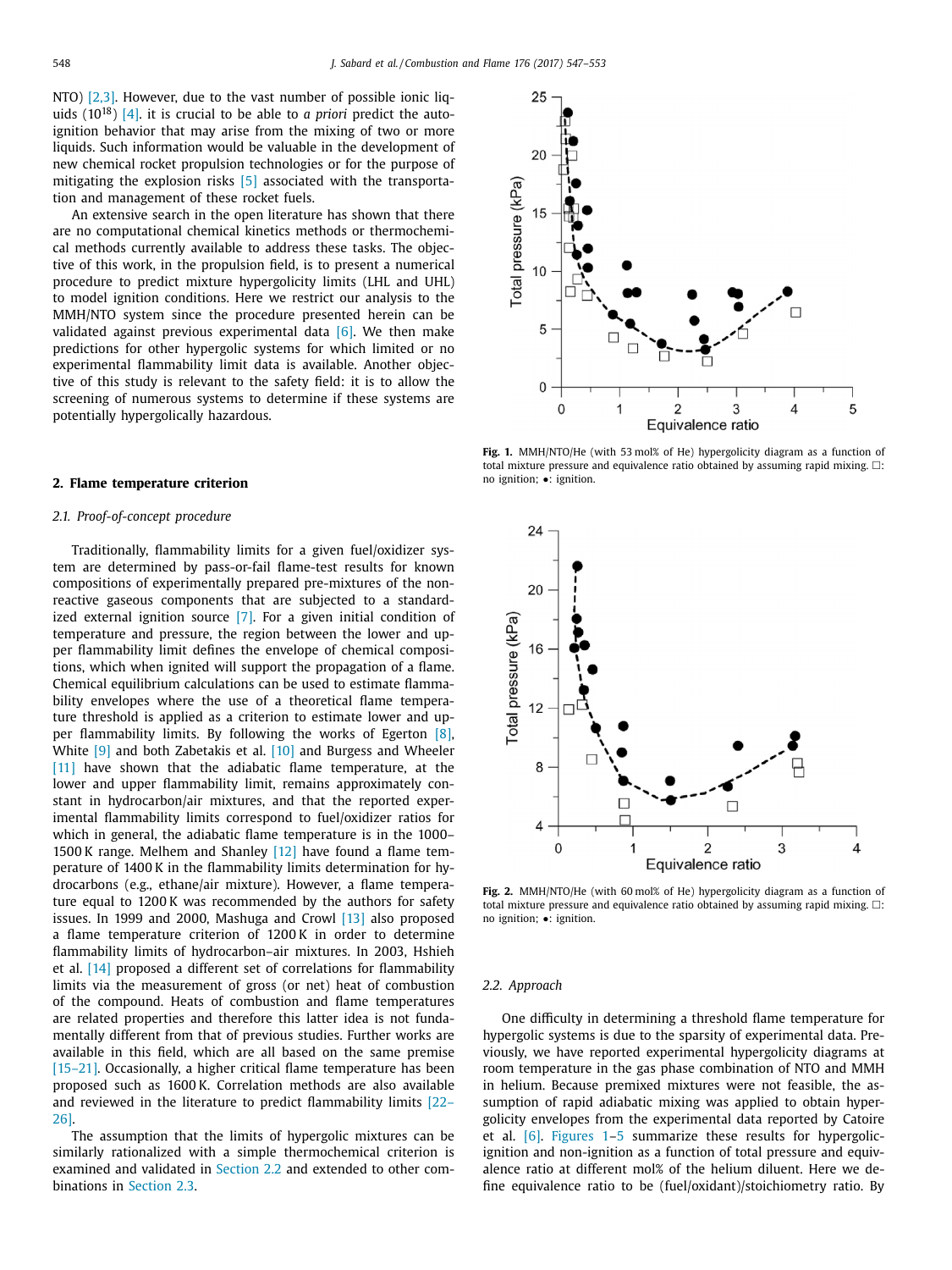NTO) [2,3]. However, due to the vast number of possible ionic liquids ($10^{18}$) [4]. it is crucial to be able to *a priori* predict the autoignition behavior that may arise from the mixing of two or more liquids. Such information would be valuable in the development of new chemical rocket propulsion technologies or for the purpose of mitigating the explosion risks [5] associated with the transportation and management of these rocket fuels.

An extensive search in the open literature has shown that there are no computational chemical kinetics methods or thermochemical methods currently available to address these tasks. The objective of this work, in the propulsion field, is to present a numerical procedure to predict mixture hypergolicity limits (LHL and UHL) to model ignition conditions. Here we restrict our analysis to the MMH/NTO system since the procedure presented herein can be validated against previous experimental data [6]. We then make predictions for other hypergolic systems for which limited or no experimental flammability limit data is available. Another objective of this study is relevant to the safety field: it is to allow the screening of numerous systems to determine if these systems are potentially hypergolically hazardous.

## 2. Flame temperature criterion

### 2.1. Proof-of-concept procedure

Traditionally, flammability limits for a given fuel/oxidizer system are determined by pass-or-fail flame-test results for known compositions of experimentally prepared pre-mixtures of the non-reactive gaseous components that are subjected to a standardized external ignition source [7]. For a given initial condition of temperature and pressure, the region between the lower and upper flammability limit defines the envelope of chemical compositions, which when ignited will support the propagation of a flame. Chemical equilibrium calculations can be used to estimate flammability envelopes where the use of a theoretical flame temperature threshold is applied as a criterion to estimate lower and upper flammability limits. By following the works of Egerton [8], White [9] and both Zabetakis et al. [10] and Burgess and Wheeler [11] have shown that the adiabatic flame temperature, at the lower and upper flammability limit, remains approximately constant in hydrocarbon/air mixtures, and that the reported experimental flammability limits correspond to fuel/oxidizer ratios for which in general, the adiabatic flame temperature is in the 1000–1500 K range. Melhem and Shanley [12] have found a flame temperature of 1400 K in the flammability limits determination for hydrocarbons (e.g., ethane/air mixture). However, a flame temperature equal to 1200 K was recommended by the authors for safety issues. In 1999 and 2000, Mashuga and Crowl [13] also proposed a flame temperature criterion of 1200 K in order to determine flammability limits of hydrocarbon–air mixtures. In 2003, Hshieh et al. [14] proposed a different set of correlations for flammability limits via the measurement of gross (or net) heat of combustion of the compound. Heats of combustion and flame temperatures are related properties and therefore this latter idea is not fundamentally different from that of previous studies. Further works are available in this field, which are all based on the same premise [15–21]. Occasionally, a higher critical flame temperature has been proposed such as 1600 K. Correlation methods are also available and reviewed in the literature to predict flammability limits [22–26].

The assumption that the limits of hypergolic mixtures can be similarly rationalized with a simple thermochemical criterion is examined and validated in Section 2.2 and extended to other combinations in Section 2.3.

**Fig. 1.** MMH/NTO/He (with 53 mol% of He) hypergolicity diagram as a function of total mixture pressure and equivalence ratio obtained by assuming rapid mixing. □: no ignition; •: ignition.

**Fig. 2.** MMH/NTO/He (with 60 mol% of He) hypergolicity diagram as a function of total mixture pressure and equivalence ratio obtained by assuming rapid mixing. □: no ignition; •: ignition.

### 2.2. Approach

One difficulty in determining a threshold flame temperature for hypergolic systems is due to the sparsity of experimental data. Previously, we have reported experimental hypergolicity diagrams at room temperature in the gas phase combination of NTO and MMH in helium. Because premixed mixtures were not feasible, the assumption of rapid adiabatic mixing was applied to obtain hypergolicity diagrams from the experimental data reported by Catoire et al. [6]. Figures 1–5 summarize these results for hypergolic-ignition and non-ignition as a function of total pressure and equivalence ratio at different mol% of the helium diluent. Here we define equivalence ratio to be (fuel/oxidant)/stoichiometry ratio. By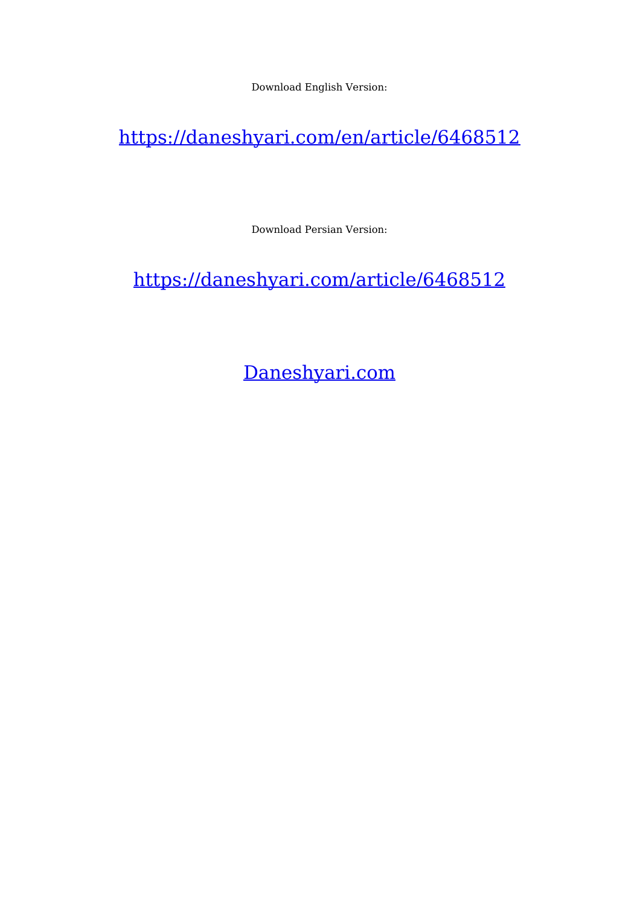Download English Version:

[https://daneshyari.com/en/article/6468512](https://daneshyari.com/en/article/6468512)

Download Persian Version:

[https://daneshyari.com/article/6468512](https://daneshyari.com/article/6468512)

[Daneshyari.com](https://daneshyari.com)